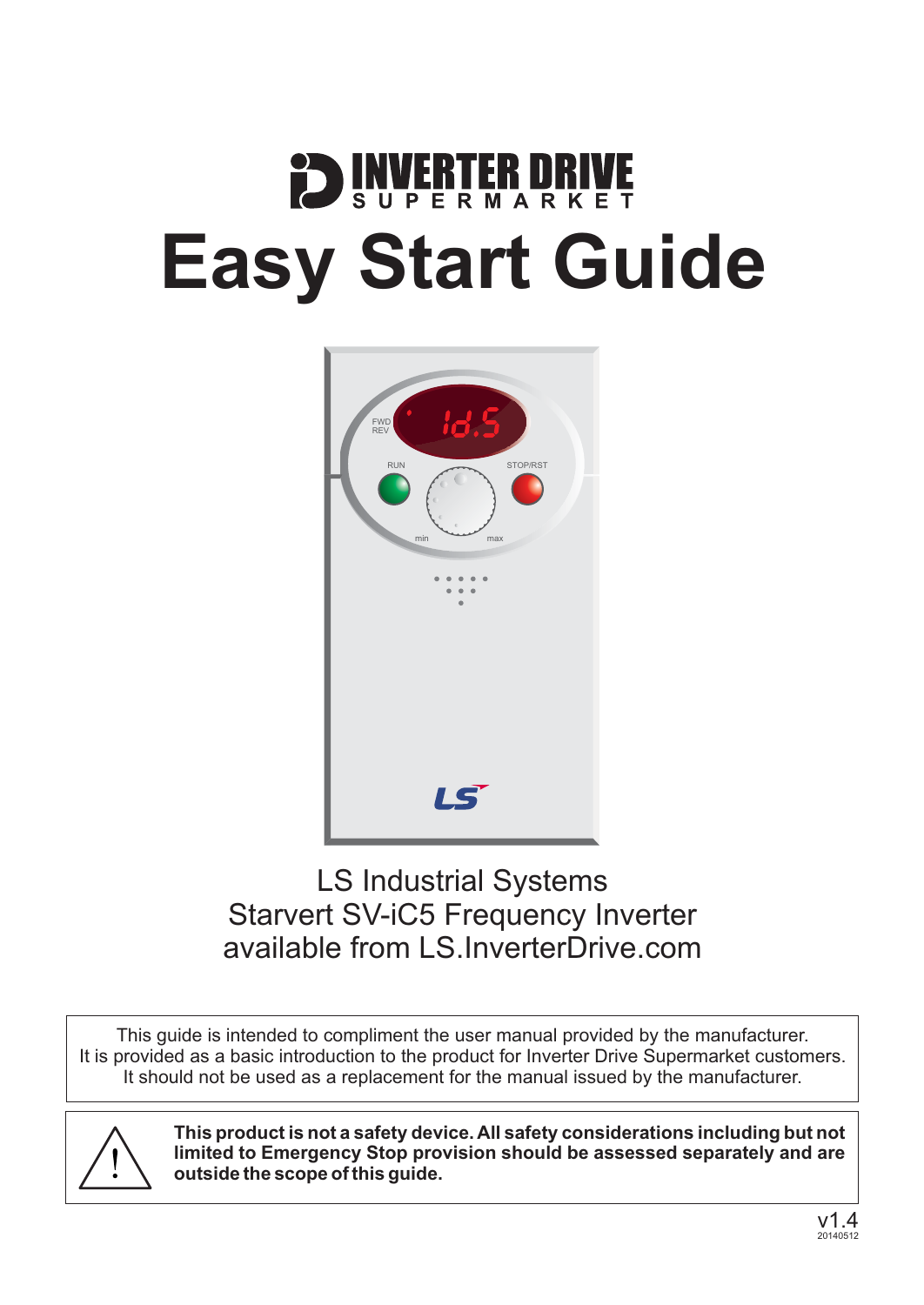INVERTER DRIVE SUPERMARKET

# Easy Start Guide

LS Industrial Systems
Starvert SV-iC5 Frequency Inverter
available from LS.InverterDrive.com

This guide is intended to compliment the user manual provided by the manufacturer.
It is provided as a basic introduction to the product for Inverter Drive Supermarket customers.
It should not be used as a replacement for the manual issued by the manufacturer.

**This product is not a safety device. All safety considerations including but not limited to Emergency Stop provision should be assessed separately and are outside the scope of this guide.**

v1.4
20140512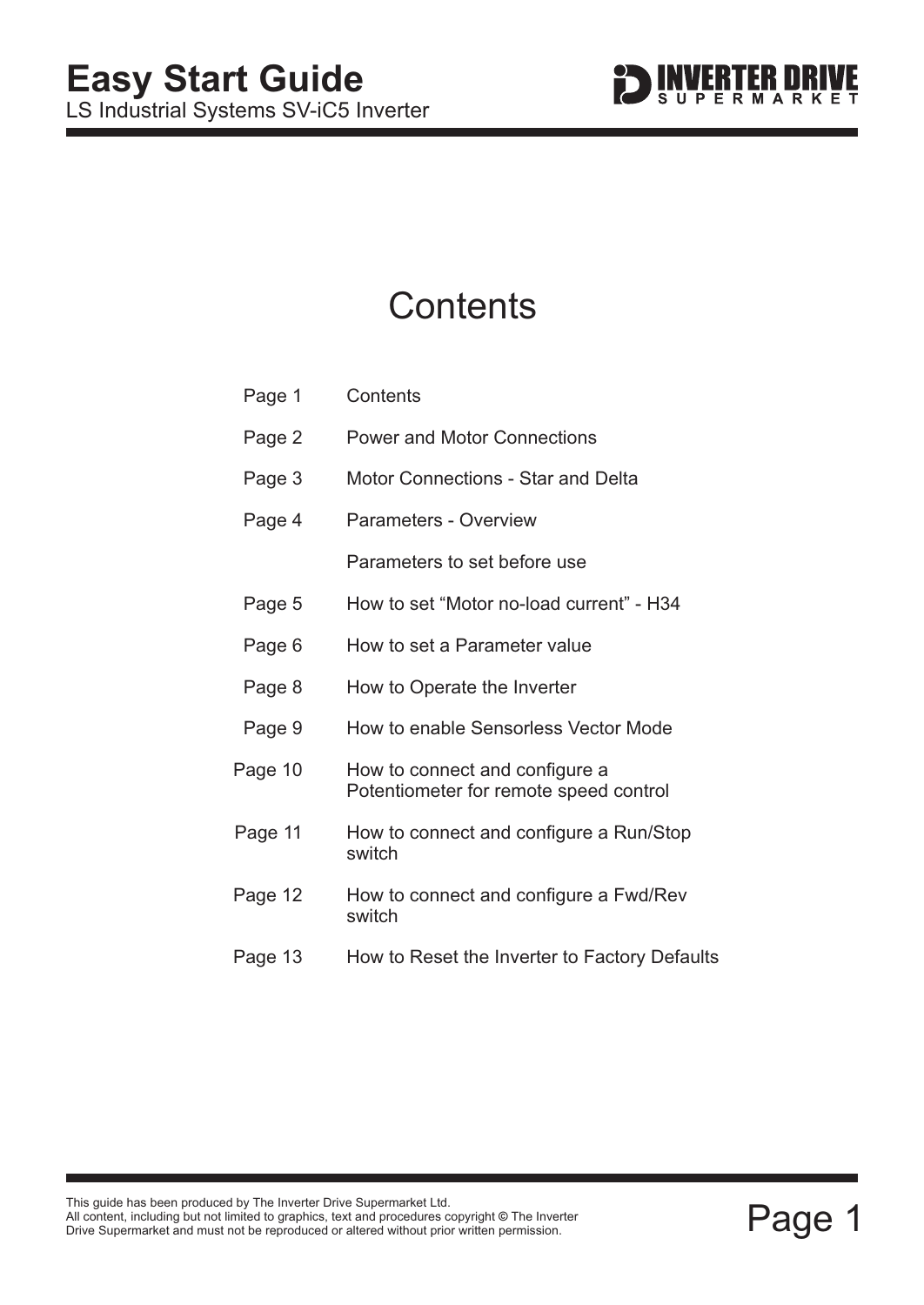# Easy Start Guide

LS Industrial Systems SV-iC5 Inverter

## Contents

| | |
|---|---|
| Page 1 | Contents |
| Page 2 | Power and Motor Connections |
| Page 3 | Motor Connections - Star and Delta |
| Page 4 | Parameters - Overview |
| | Parameters to set before use |
| Page 5 | How to set “Motor no-load current” - H34 |
| Page 6 | How to set a Parameter value |
| Page 8 | How to Operate the Inverter |
| Page 9 | How to enable Sensorless Vector Mode |
| Page 10 | How to connect and configure a Potentiometer for remote speed control |
| Page 11 | How to connect and configure a Run/Stop switch |
| Page 12 | How to connect and configure a Fwd/Rev switch |
| Page 13 | How to Reset the Inverter to Factory Defaults |

This guide has been produced by The Inverter Drive Supermarket Ltd.
All content, including but not limited to graphics, text and procedures copyright © The Inverter Drive Supermarket and must not be reproduced or altered without prior written permission.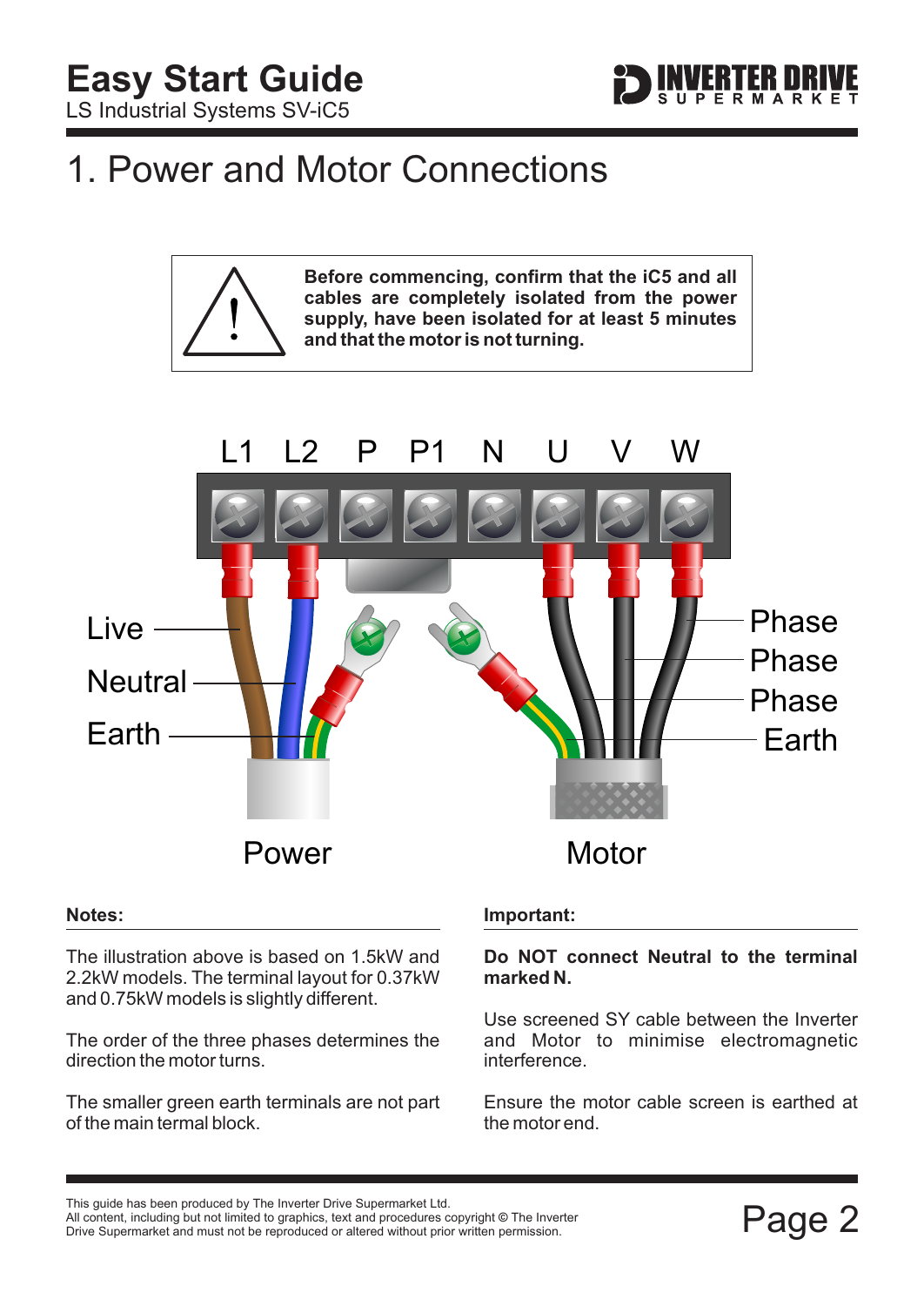# 1. Power and Motor Connections

**Before commencing, confirm that the iC5 and all cables are completely isolated from the power supply, have been isolated for at least 5 minutes and that the motor is not turning.**

L1 L2 P P1 N U V W

Live
Neutral
Earth

Phase
Phase
Phase
Earth

Power

Motor

**Notes:**

The illustration above is based on 1.5kW and 2.2kW models. The terminal layout for 0.37kW and 0.75kW models is slightly different.

The order of the three phases determines the direction the motor turns.

The smaller green earth terminals are not part of the main termal block.

**Important:**

**Do NOT connect Neutral to the terminal marked N.**

Use screened SY cable between the Inverter and Motor to minimise electromagnetic interference.

Ensure the motor cable screen is earthed at the motor end.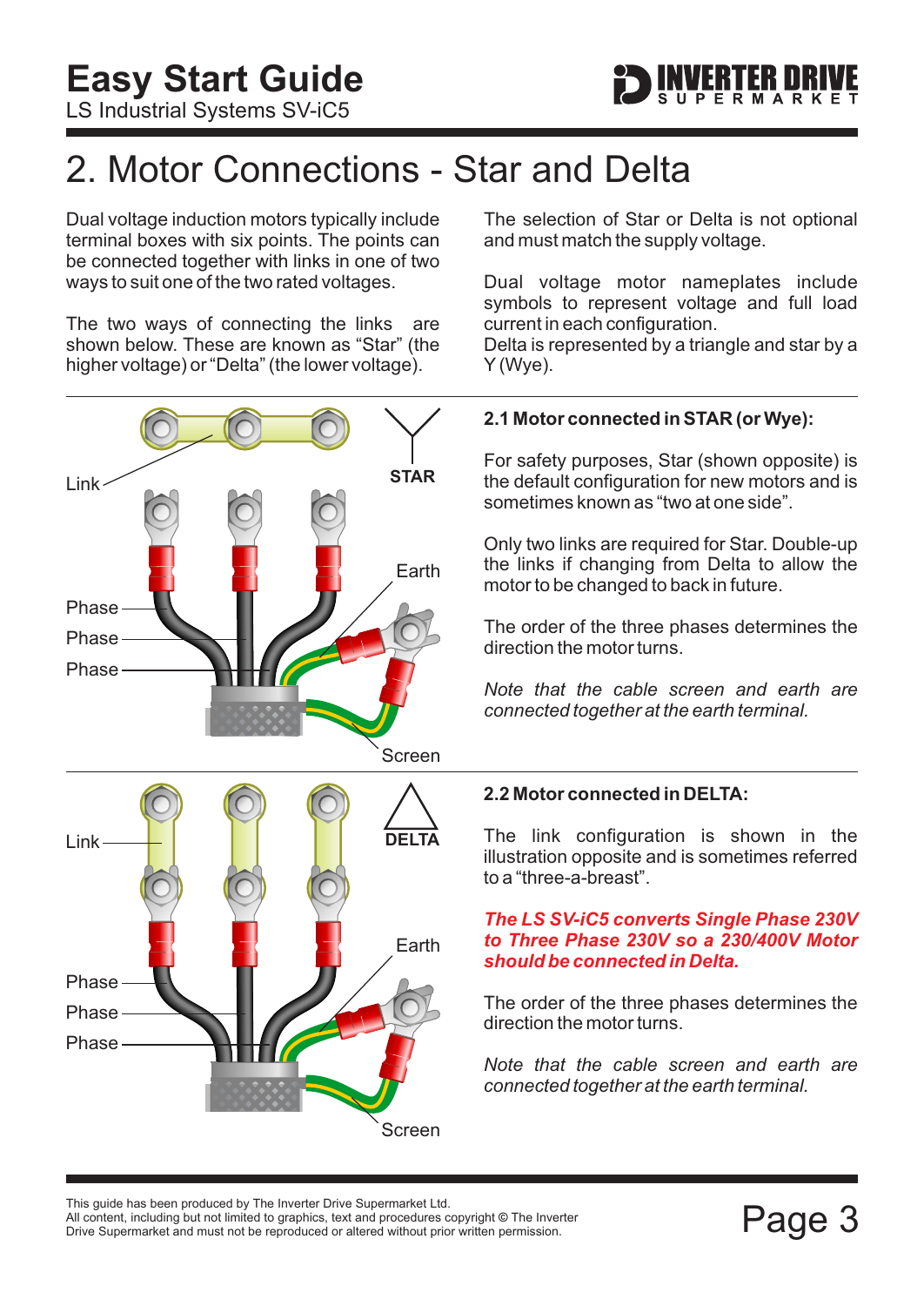## 2. Motor Connections - Star and Delta

Dual voltage induction motors typically include terminal boxes with six points. The points can be connected together with links in one of two ways to suit one of the two rated voltages.

The two ways of connecting the links are shown below. These are known as “Star” (the higher voltage) or “Delta” (the lower voltage).

The selection of Star or Delta is not optional and must match the supply voltage.

Dual voltage motor nameplates include symbols to represent voltage and full load current in each configuration.
Delta is represented by a triangle and star by a Y (Wye).

Link

STAR

Earth

Phase

Phase

Phase

Screen

### 2.1 Motor connected in STAR (or Wye):

For safety purposes, Star (shown opposite) is the default configuration for new motors and is sometimes known as “two at one side”.

Only two links are required for Star. Double-up the links if changing from Delta to allow the motor to be changed to back in future.

The order of the three phases determines the direction the motor turns.

*Note that the cable screen and earth are connected together at the earth terminal.*

Link

DELTA

Earth

Phase

Phase

Phase

Screen

### 2.2 Motor connected in DELTA:

The link configuration is shown in the illustration opposite and is sometimes referred to a “three-a-breast”.

***The LS SV-iC5 converts Single Phase 230V to Three Phase 230V so a 230/400V Motor should be connected in Delta.***

The order of the three phases determines the direction the motor turns.

*Note that the cable screen and earth are connected together at the earth terminal.*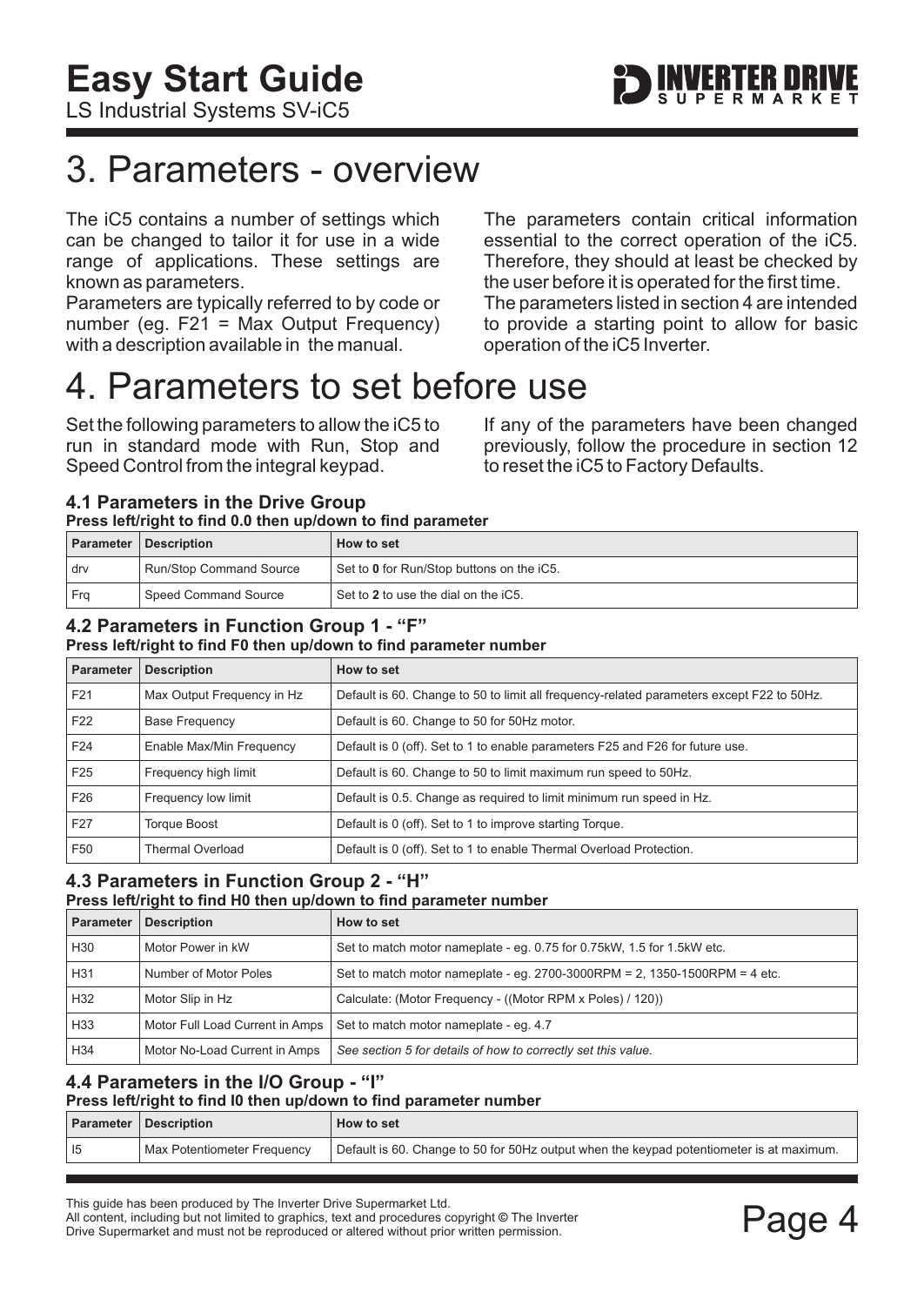# 3. Parameters - overview

The iC5 contains a number of settings which can be changed to tailor it for use in a wide range of applications. These settings are known as parameters.

Parameters are typically referred to by code or number (eg. F21 = Max Output Frequency) with a description available in the manual.

The parameters contain critical information essential to the correct operation of the iC5. Therefore, they should at least be checked by the user before it is operated for the first time.

The parameters listed in section 4 are intended to provide a starting point to allow for basic operation of the iC5 Inverter.

# 4. Parameters to set before use

Set the following parameters to allow the iC5 to run in standard mode with Run, Stop and Speed Control from the integral keypad.

If any of the parameters have been changed previously, follow the procedure in section 12 to reset the iC5 to Factory Defaults.

### 4.1 Parameters in the Drive Group

**Press left/right to find 0.0 then up/down to find parameter**

| Parameter | Description | How to set |
|---|---|---|
| drv | Run/Stop Command Source | Set to **0** for Run/Stop buttons on the iC5. |
| Frq | Speed Command Source | Set to **2** to use the dial on the iC5. |

### 4.2 Parameters in Function Group 1 - "F"

**Press left/right to find F0 then up/down to find parameter number**

| Parameter | Description | How to set |
|---|---|---|
| F21 | Max Output Frequency in Hz | Default is 60. Change to 50 to limit all frequency-related parameters except F22 to 50Hz. |
| F22 | Base Frequency | Default is 60. Change to 50 for 50Hz motor. |
| F24 | Enable Max/Min Frequency | Default is 0 (off). Set to 1 to enable parameters F25 and F26 for future use. |
| F25 | Frequency high limit | Default is 60. Change to 50 to limit maximum run speed to 50Hz. |
| F26 | Frequency low limit | Default is 0.5. Change as required to limit minimum run speed in Hz. |
| F27 | Torque Boost | Default is 0 (off). Set to 1 to improve starting Torque. |
| F50 | Thermal Overload | Default is 0 (off). Set to 1 to enable Thermal Overload Protection. |

### 4.3 Parameters in Function Group 2 - "H"

**Press left/right to find H0 then up/down to find parameter number**

| Parameter | Description | How to set |
|---|---|---|
| H30 | Motor Power in kW | Set to match motor nameplate - eg. 0.75 for 0.75kW, 1.5 for 1.5kW etc. |
| H31 | Number of Motor Poles | Set to match motor nameplate - eg. 2700-3000RPM = 2, 1350-1500RPM = 4 etc. |
| H32 | Motor Slip in Hz | Calculate: (Motor Frequency - ((Motor RPM x Poles) / 120)) |
| H33 | Motor Full Load Current in Amps | Set to match motor nameplate - eg. 4.7 |
| H34 | Motor No-Load Current in Amps | *See section 5 for details of how to correctly set this value.* |

### 4.4 Parameters in the I/O Group - "I"

**Press left/right to find I0 then up/down to find parameter number**

| Parameter | Description | How to set |
|---|---|---|
| I5 | Max Potentiometer Frequency | Default is 60. Change to 50 for 50Hz output when the keypad potentiometer is at maximum. |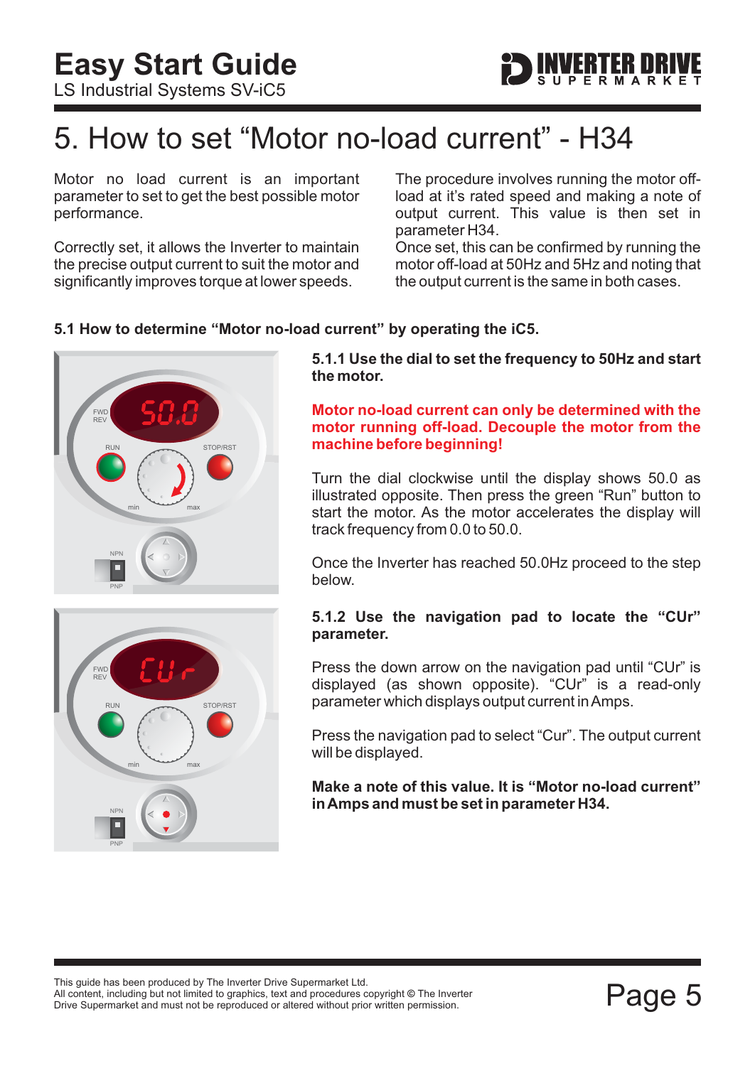# 5. How to set “Motor no-load current” - H34

Motor no load current is an important parameter to set to get the best possible motor performance.

Correctly set, it allows the Inverter to maintain the precise output current to suit the motor and significantly improves torque at lower speeds.

The procedure involves running the motor off-load at it’s rated speed and making a note of output current. This value is then set in parameter H34.

Once set, this can be confirmed by running the motor off-load at 50Hz and 5Hz and noting that the output current is the same in both cases.

### 5.1 How to determine “Motor no-load current” by operating the iC5.

**5.1.1 Use the dial to set the frequency to 50Hz and start the motor.**

**Motor no-load current can only be determined with the motor running off-load. Decouple the motor from the machine before beginning!**

Turn the dial clockwise until the display shows 50.0 as illustrated opposite. Then press the green “Run” button to start the motor. As the motor accelerates the display will track frequency from 0.0 to 50.0.

Once the Inverter has reached 50.0Hz proceed to the step below.

**5.1.2 Use the navigation pad to locate the “CUr” parameter.**

Press the down arrow on the navigation pad until “CUr” is displayed (as shown opposite). “CUr” is a read-only parameter which displays output current in Amps.

Press the navigation pad to select “Cur”. The output current will be displayed.

**Make a note of this value. It is “Motor no-load current” in Amps and must be set in parameter H34.**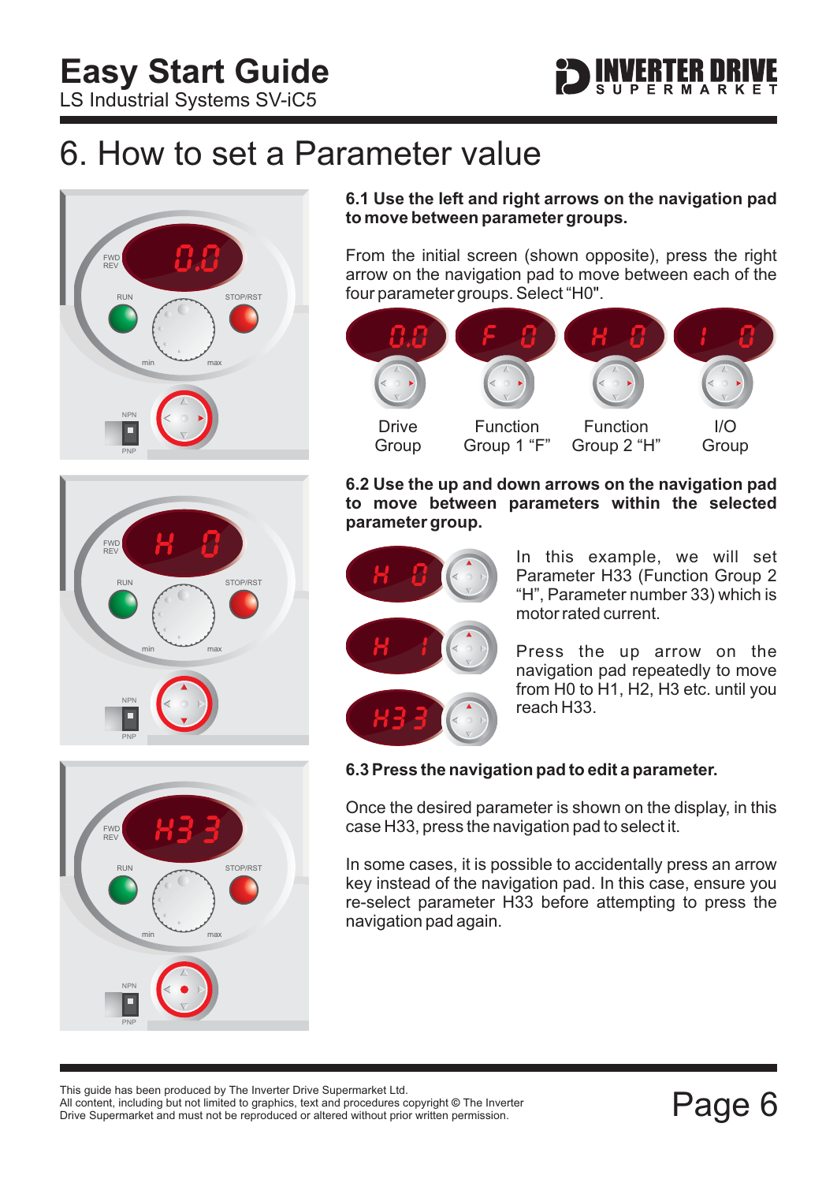# 6. How to set a Parameter value

**6.1 Use the left and right arrows on the navigation pad to move between parameter groups.**

From the initial screen (shown opposite), press the right arrow on the navigation pad to move between each of the four parameter groups. Select "H0".

| Drive Group | Function Group 1 "F" | Function Group 2 "H" | I/O Group |
|---|---|---|---|

**6.2 Use the up and down arrows on the navigation pad to move between parameters within the selected parameter group.**

In this example, we will set Parameter H33 (Function Group 2 "H", Parameter number 33) which is motor rated current.

Press the up arrow on the navigation pad repeatedly to move from H0 to H1, H2, H3 etc. until you reach H33.

**6.3 Press the navigation pad to edit a parameter.**

Once the desired parameter is shown on the display, in this case H33, press the navigation pad to select it.

In some cases, it is possible to accidentally press an arrow key instead of the navigation pad. In this case, ensure you re-select parameter H33 before attempting to press the navigation pad again.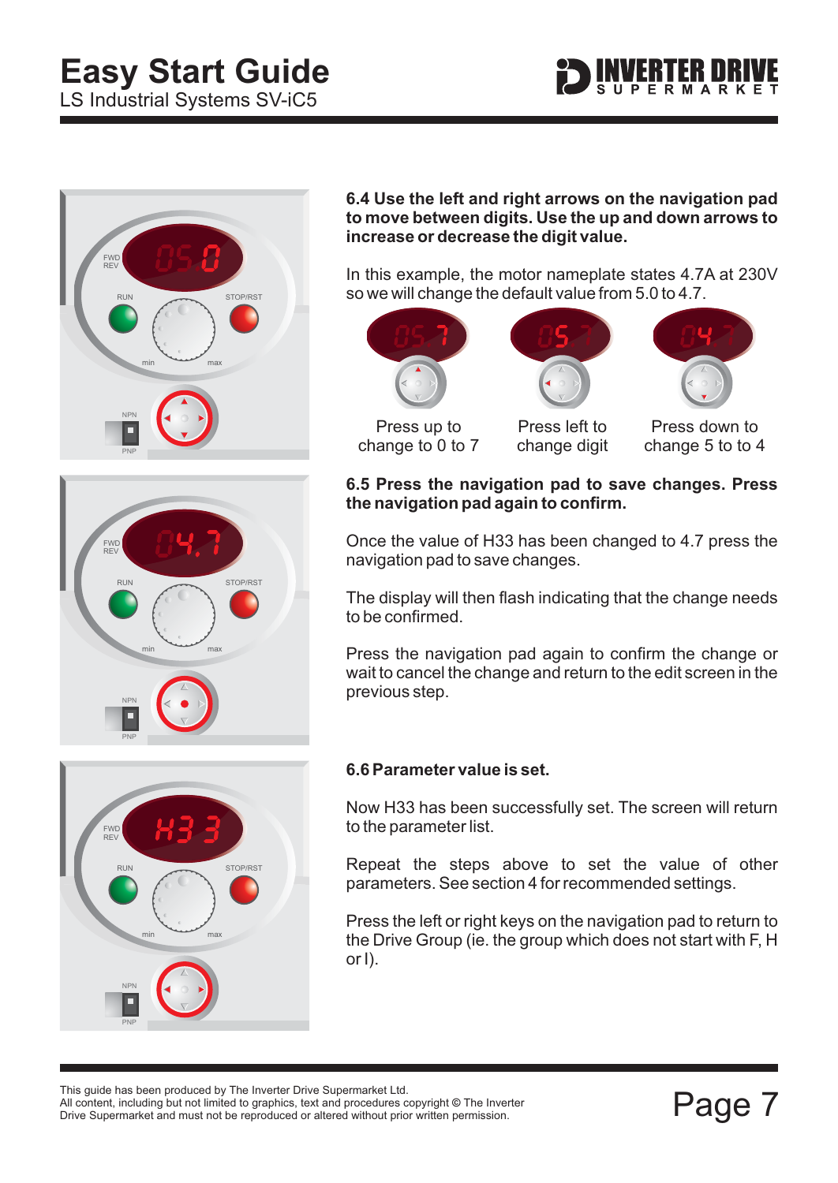**6.4 Use the left and right arrows on the navigation pad to move between digits. Use the up and down arrows to increase or decrease the digit value.**

In this example, the motor nameplate states 4.7A at 230V so we will change the default value from 5.0 to 4.7.

Press up to change to 0 to 7

Press left to change digit

Press down to change 5 to to 4

**6.5 Press the navigation pad to save changes. Press the navigation pad again to confirm.**

Once the value of H33 has been changed to 4.7 press the navigation pad to save changes.

The display will then flash indicating that the change needs to be confirmed.

Press the navigation pad again to confirm the change or wait to cancel the change and return to the edit screen in the previous step.

**6.6 Parameter value is set.**

Now H33 has been successfully set. The screen will return to the parameter list.

Repeat the steps above to set the value of other parameters. See section 4 for recommended settings.

Press the left or right keys on the navigation pad to return to the Drive Group (ie. the group which does not start with F, H or I).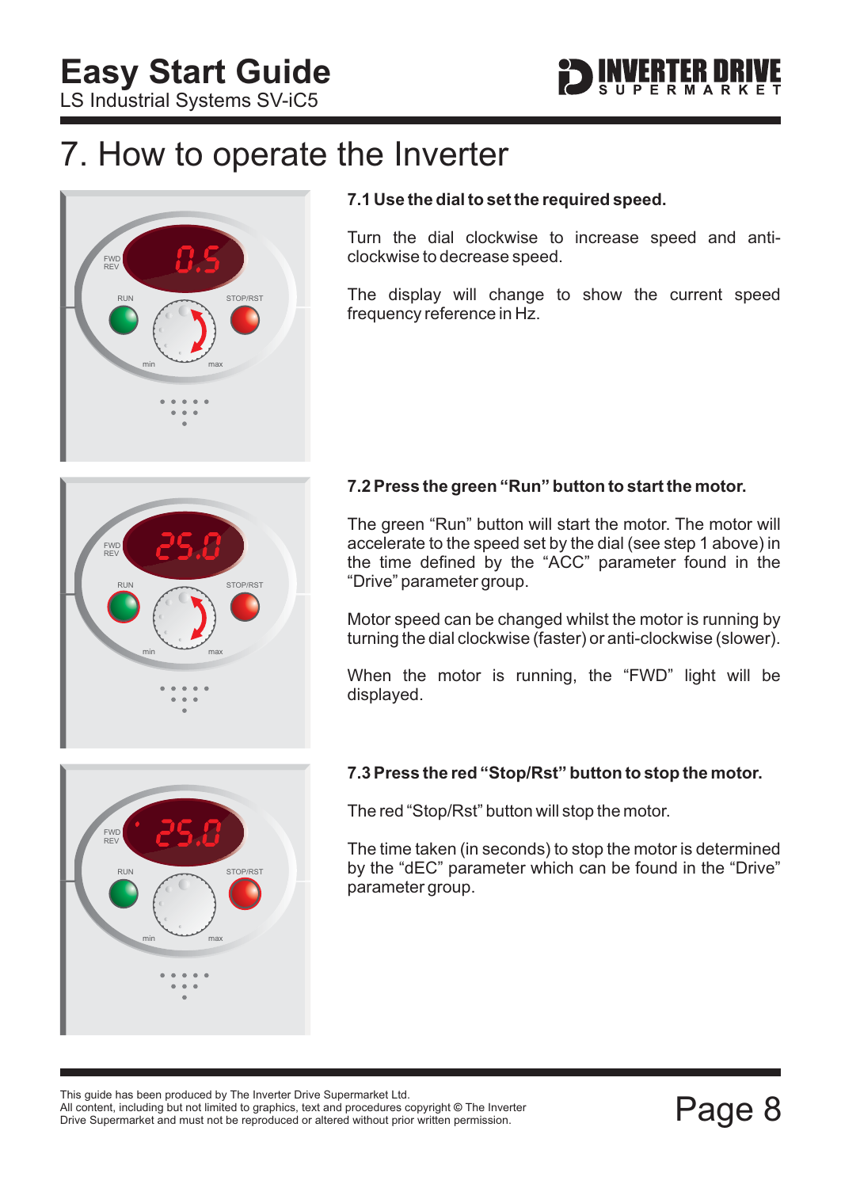# 7. How to operate the Inverter

### 7.1 Use the dial to set the required speed.

Turn the dial clockwise to increase speed and anti-clockwise to decrease speed.

The display will change to show the current speed frequency reference in Hz.

### 7.2 Press the green "Run" button to start the motor.

The green "Run" button will start the motor. The motor will accelerate to the speed set by the dial (see step 1 above) in the time defined by the "ACC" parameter found in the "Drive" parameter group.

Motor speed can be changed whilst the motor is running by turning the dial clockwise (faster) or anti-clockwise (slower).

When the motor is running, the "FWD" light will be displayed.

### 7.3 Press the red "Stop/Rst" button to stop the motor.

The red "Stop/Rst" button will stop the motor.

The time taken (in seconds) to stop the motor is determined by the "dEC" parameter which can be found in the "Drive" parameter group.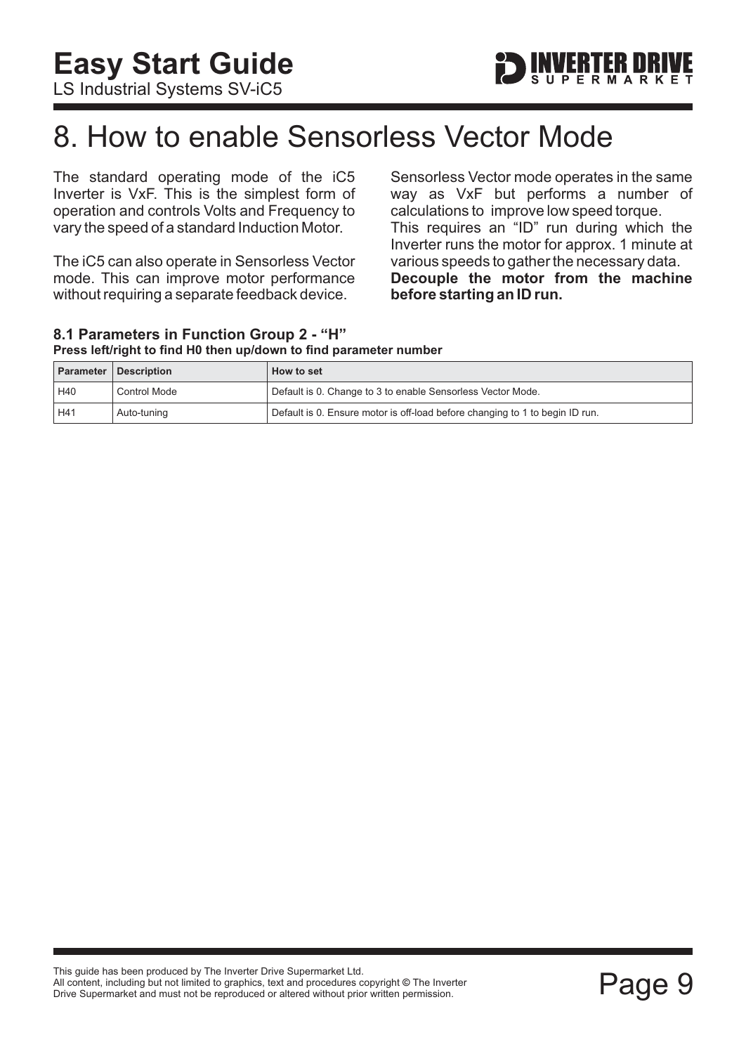# 8. How to enable Sensorless Vector Mode

The standard operating mode of the iC5 Inverter is VxF. This is the simplest form of operation and controls Volts and Frequency to vary the speed of a standard Induction Motor.

The iC5 can also operate in Sensorless Vector mode. This can improve motor performance without requiring a separate feedback device.

Sensorless Vector mode operates in the same way as VxF but performs a number of calculations to improve low speed torque.

This requires an "ID" run during which the Inverter runs the motor for approx. 1 minute at various speeds to gather the necessary data.

**Decouple the motor from the machine before starting an ID run.**

### 8.1 Parameters in Function Group 2 - "H"

**Press left/right to find H0 then up/down to find parameter number**

| Parameter | Description | How to set |
|---|---|---|
| H40 | Control Mode | Default is 0. Change to 3 to enable Sensorless Vector Mode. |
| H41 | Auto-tuning | Default is 0. Ensure motor is off-load before changing to 1 to begin ID run. |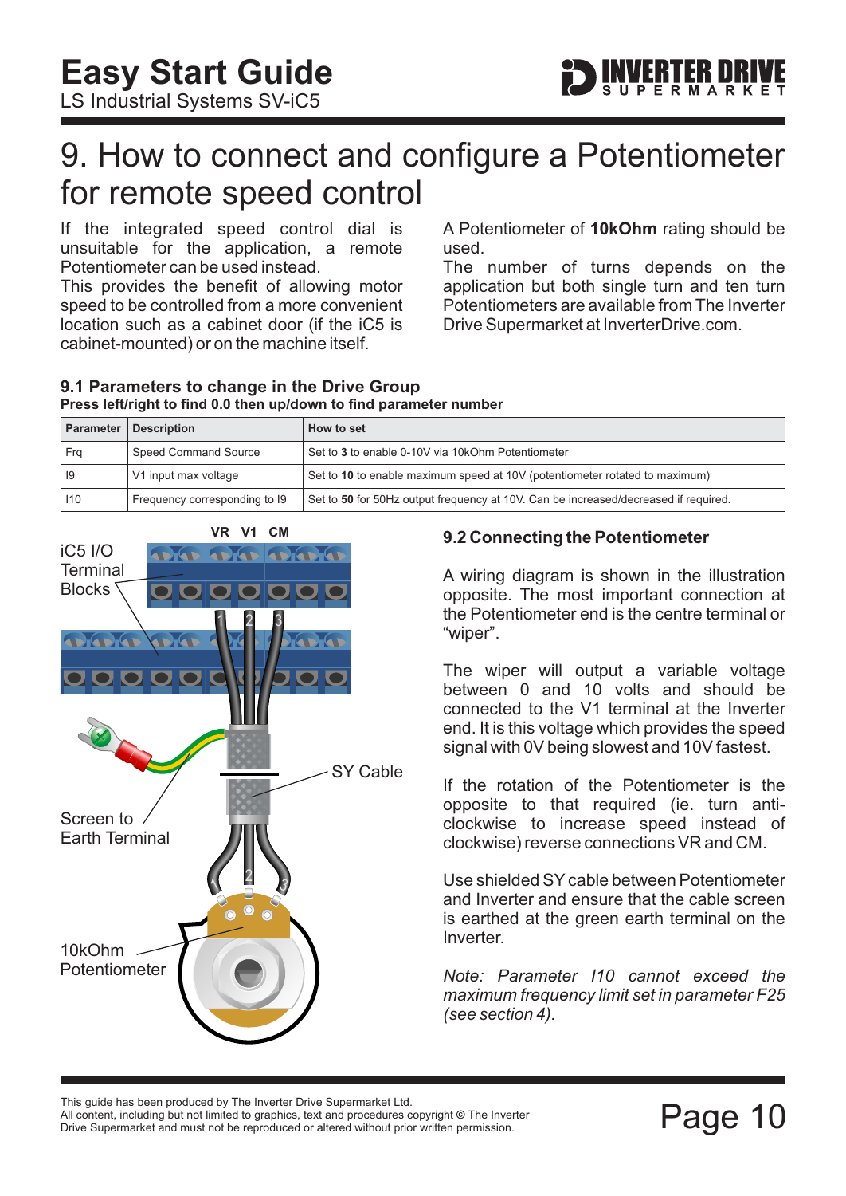# 9. How to connect and configure a Potentiometer for remote speed control

If the integrated speed control dial is unsuitable for the application, a remote Potentiometer can be used instead.
This provides the benefit of allowing motor speed to be controlled from a more convenient location such as a cabinet door (if the iC5 is cabinet-mounted) or on the machine itself.

A Potentiometer of **10kOhm** rating should be used.
The number of turns depends on the application but both single turn and ten turn Potentiometers are available from The Inverter Drive Supermarket at InverterDrive.com.

### 9.1 Parameters to change in the Drive Group

**Press left/right to find 0.0 then up/down to find parameter number**

| Parameter | Description | How to set |
|---|---|---|
| Frq | Speed Command Source | Set to **3** to enable 0-10V via 10kOhm Potentiometer |
| I9 | V1 input max voltage | Set to **10** to enable maximum speed at 10V (potentiometer rotated to maximum) |
| I10 | Frequency corresponding to I9 | Set to **50** for 50Hz output frequency at 10V. Can be increased/decreased if required. |

VR V1 CM

iC5 I/O Terminal Blocks

SY Cable

Screen to Earth Terminal

10kOhm Potentiometer

### 9.2 Connecting the Potentiometer

A wiring diagram is shown in the illustration opposite. The most important connection at the Potentiometer end is the centre terminal or "wiper".

The wiper will output a variable voltage between 0 and 10 volts and should be connected to the V1 terminal at the Inverter end. It is this voltage which provides the speed signal with 0V being slowest and 10V fastest.

If the rotation of the Potentiometer is the opposite to that required (ie. turn anti-clockwise to increase speed instead of clockwise) reverse connections VR and CM.

Use shielded SY cable between Potentiometer and Inverter and ensure that the cable screen is earthed at the green earth terminal on the Inverter.

*Note: Parameter I10 cannot exceed the maximum frequency limit set in parameter F25 (see section 4).*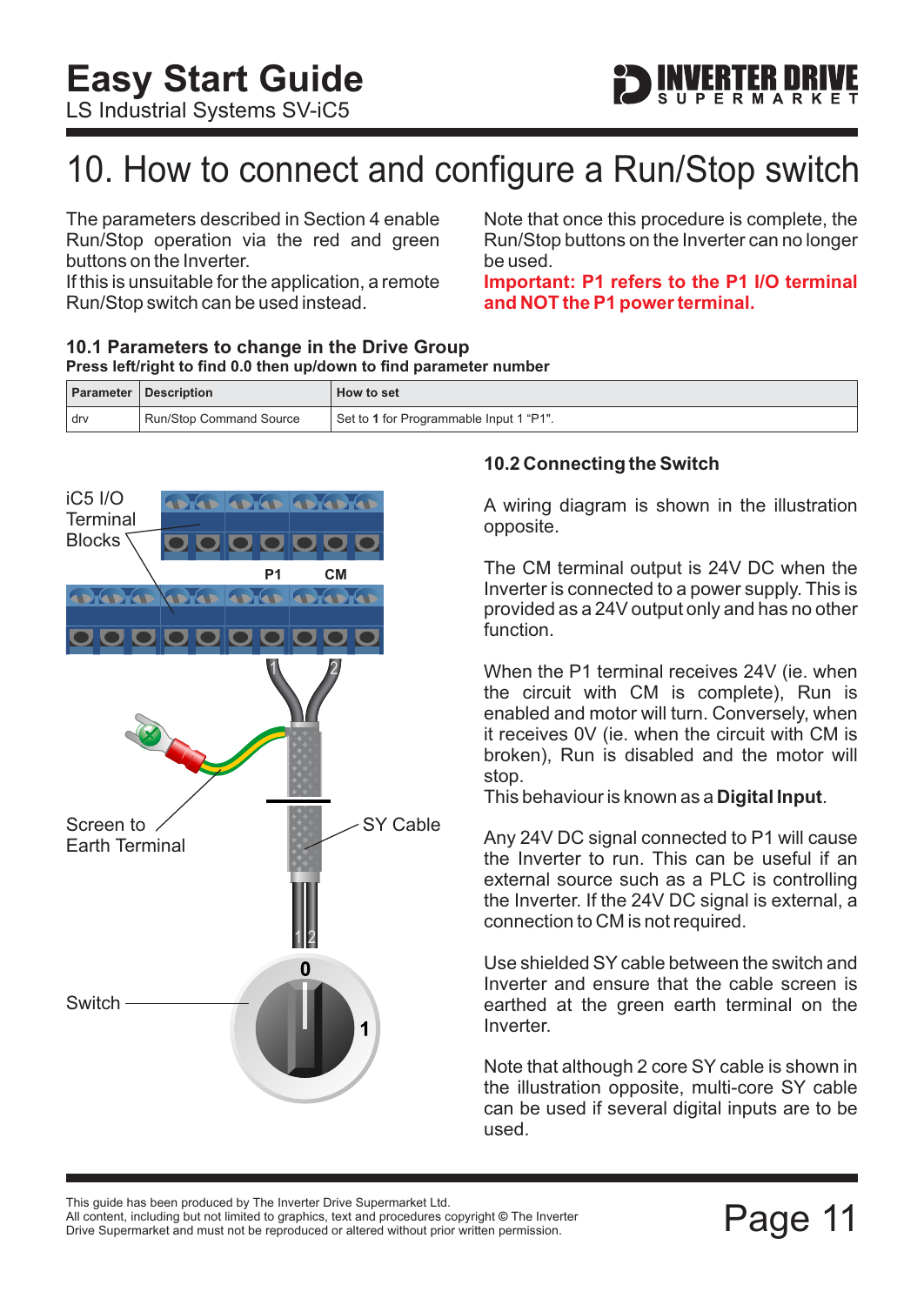# 10. How to connect and configure a Run/Stop switch

The parameters described in Section 4 enable Run/Stop operation via the red and green buttons on the Inverter.
If this is unsuitable for the application, a remote Run/Stop switch can be used instead.

Note that once this procedure is complete, the Run/Stop buttons on the Inverter can no longer be used.
**Important: P1 refers to the P1 I/O terminal and NOT the P1 power terminal.**

## 10.1 Parameters to change in the Drive Group

**Press left/right to find 0.0 then up/down to find parameter number**

| Parameter | Description | How to set |
|---|---|---|
| drv | Run/Stop Command Source | Set to **1** for Programmable Input 1 "P1". |

iC5 I/O Terminal Blocks

P1 CM

1 2

Screen to Earth Terminal

SY Cable

1 2

0

1

Switch

## 10.2 Connecting the Switch

A wiring diagram is shown in the illustration opposite.

The CM terminal output is 24V DC when the Inverter is connected to a power supply. This is provided as a 24V output only and has no other function.

When the P1 terminal receives 24V (ie. when the circuit with CM is complete), Run is enabled and motor will turn. Conversely, when it receives 0V (ie. when the circuit with CM is broken), Run is disabled and the motor will stop.
This behaviour is known as a **Digital Input**.

Any 24V DC signal connected to P1 will cause the Inverter to run. This can be useful if an external source such as a PLC is controlling the Inverter. If the 24V DC signal is external, a connection to CM is not required.

Use shielded SY cable between the switch and Inverter and ensure that the cable screen is earthed at the green earth terminal on the Inverter.

Note that although 2 core SY cable is shown in the illustration opposite, multi-core SY cable can be used if several digital inputs are to be used.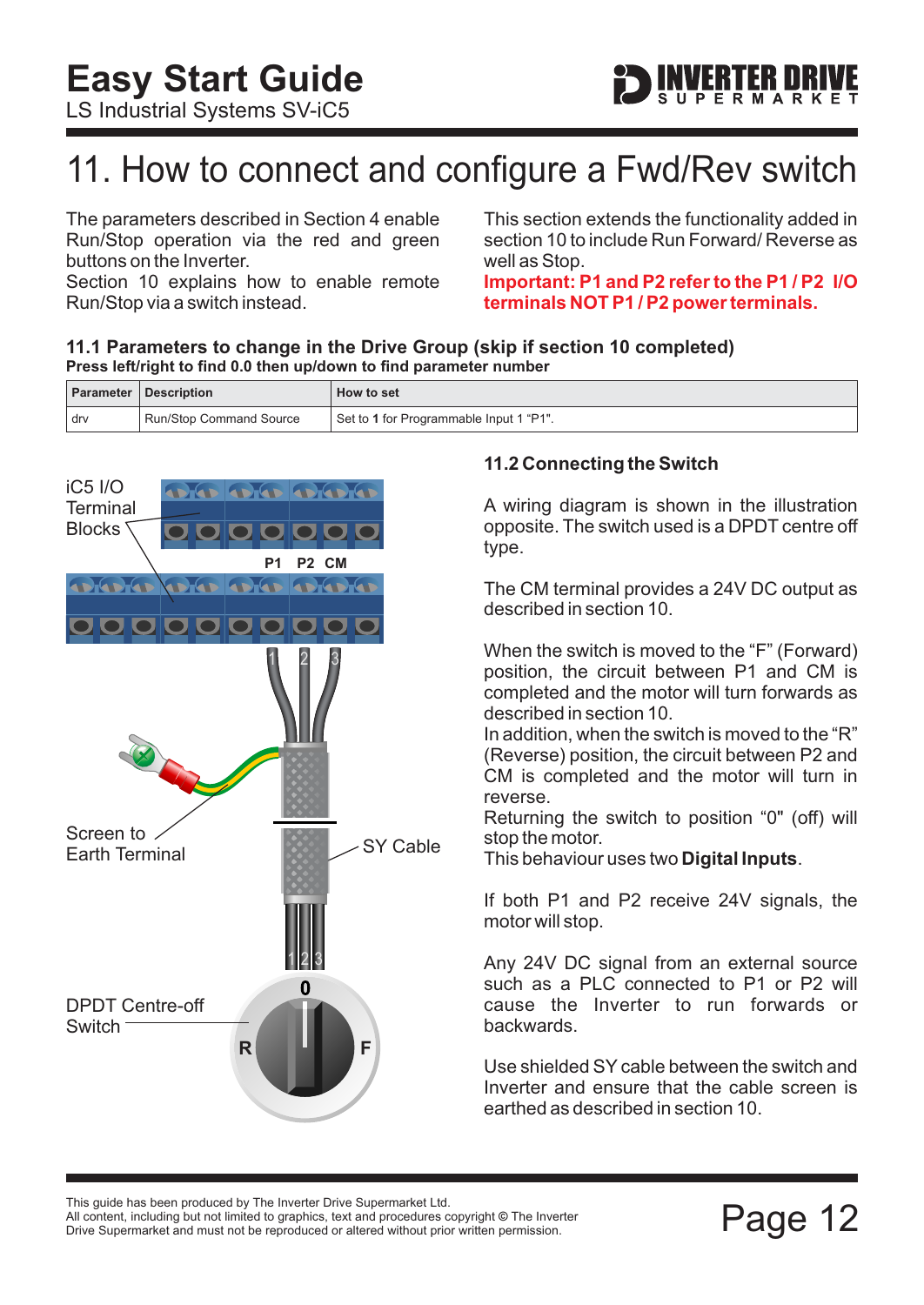# 11. How to connect and configure a Fwd/Rev switch

The parameters described in Section 4 enable Run/Stop operation via the red and green buttons on the Inverter.
Section 10 explains how to enable remote Run/Stop via a switch instead.

This section extends the functionality added in section 10 to include Run Forward/ Reverse as well as Stop.
**Important: P1 and P2 refer to the P1 / P2 I/O terminals NOT P1 / P2 power terminals.**

### 11.1 Parameters to change in the Drive Group (skip if section 10 completed)

**Press left/right to find 0.0 then up/down to find parameter number**

| Parameter | Description | How to set |
|---|---|---|
| drv | Run/Stop Command Source | Set to **1** for Programmable Input 1 "P1". |

iC5 I/O Terminal Blocks

P1 P2 CM

Screen to Earth Terminal

SY Cable

DPDT Centre-off Switch

### 11.2 Connecting the Switch

A wiring diagram is shown in the illustration opposite. The switch used is a DPDT centre off type.

The CM terminal provides a 24V DC output as described in section 10.

When the switch is moved to the "F" (Forward) position, the circuit between P1 and CM is completed and the motor will turn forwards as described in section 10.
In addition, when the switch is moved to the "R" (Reverse) position, the circuit between P2 and CM is completed and the motor will turn in reverse.
Returning the switch to position "0" (off) will stop the motor.
This behaviour uses two **Digital Inputs**.

If both P1 and P2 receive 24V signals, the motor will stop.

Any 24V DC signal from an external source such as a PLC connected to P1 or P2 will cause the Inverter to run forwards or backwards.

Use shielded SY cable between the switch and Inverter and ensure that the cable screen is earthed as described in section 10.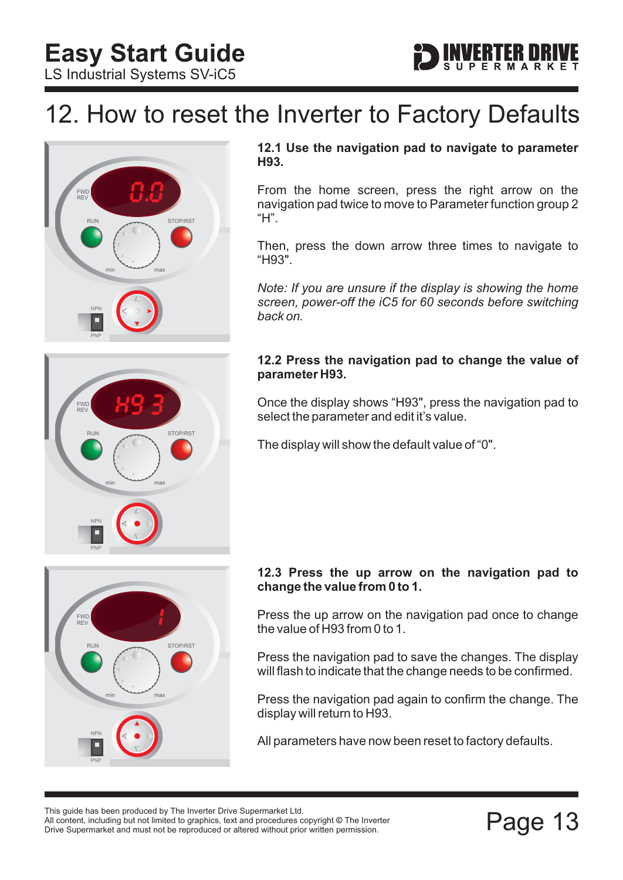# 12. How to reset the Inverter to Factory Defaults

**12.1 Use the navigation pad to navigate to parameter H93.**

From the home screen, press the right arrow on the navigation pad twice to move to Parameter function group 2 “H”.

Then, press the down arrow three times to navigate to “H93".

*Note: If you are unsure if the display is showing the home screen, power-off the iC5 for 60 seconds before switching back on.*

**12.2 Press the navigation pad to change the value of parameter H93.**

Once the display shows “H93", press the navigation pad to select the parameter and edit it’s value.

The display will show the default value of “0".

**12.3 Press the up arrow on the navigation pad to change the value from 0 to 1.**

Press the up arrow on the navigation pad once to change the value of H93 from 0 to 1.

Press the navigation pad to save the changes. The display will flash to indicate that the change needs to be confirmed.

Press the navigation pad again to confirm the change. The display will return to H93.

All parameters have now been reset to factory defaults.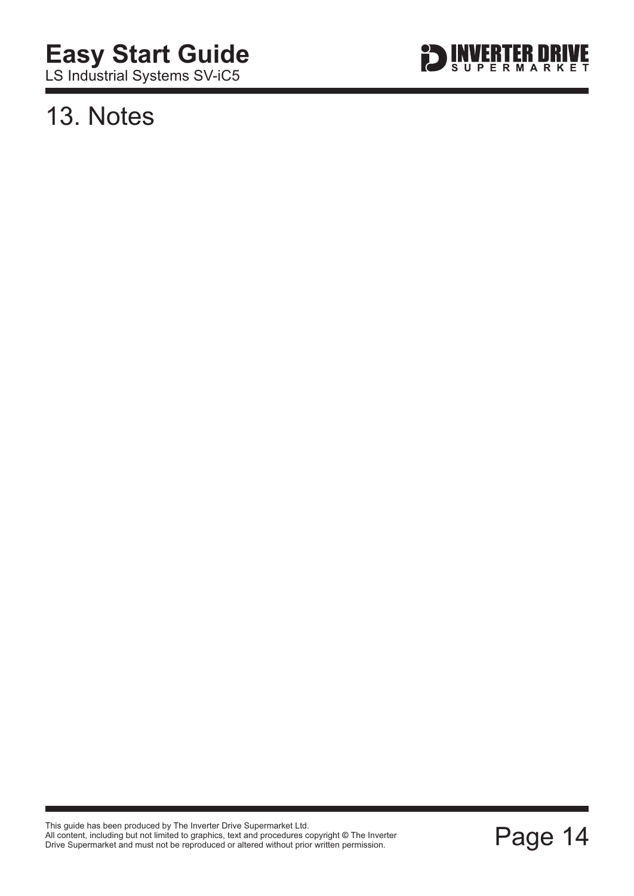# 13. Notes